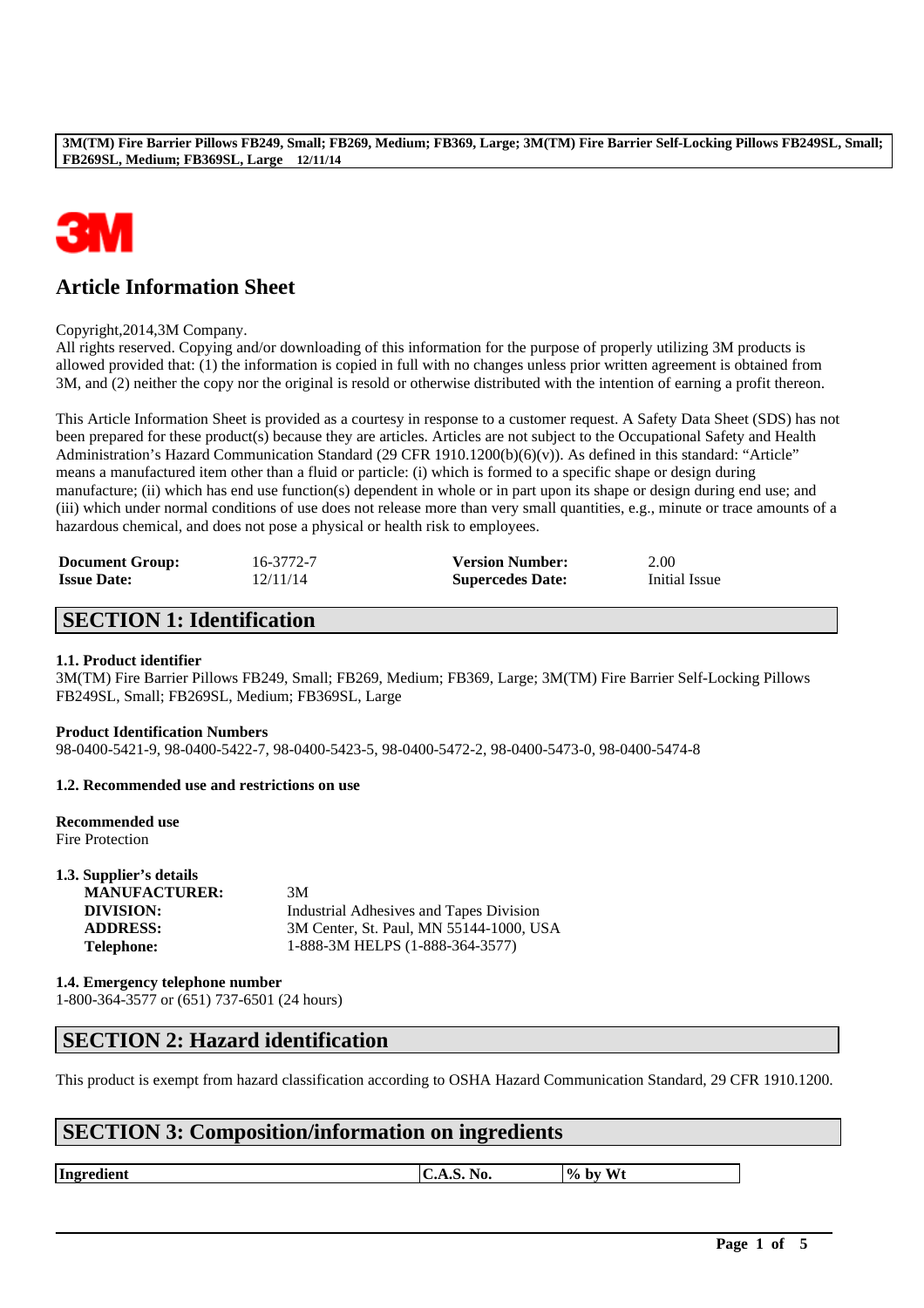# Article Information Sheet

Copyright,2014,3M Company.
All rights reserved. Copying and/or downloading of this information for the purpose of properly utilizing 3M products is allowed provided that: (1) the information is copied in full with no changes unless prior written agreement is obtained from 3M, and (2) neither the copy nor the original is resold or otherwise distributed with the intention of earning a profit thereon.

This Article Information Sheet is provided as a courtesy in response to a customer request. A Safety Data Sheet (SDS) has not been prepared for these product(s) because they are articles. Articles are not subject to the Occupational Safety and Health Administration's Hazard Communication Standard (29 CFR 1910.1200(b)(6)(v)). As defined in this standard: "Article" means a manufactured item other than a fluid or particle: (i) which is formed to a specific shape or design during manufacture; (ii) which has end use function(s) dependent in whole or in part upon its shape or design during end use; and (iii) which under normal conditions of use does not release more than very small quantities, e.g., minute or trace amounts of a hazardous chemical, and does not pose a physical or health risk to employees.

| | | | |
|---|---|---|---|
| **Document Group:** | 16-3772-7 | **Version Number:** | 2.00 |
| **Issue Date:** | 12/11/14 | **Supercedes Date:** | Initial Issue |

## SECTION 1: Identification

### 1.1. Product identifier

3M(TM) Fire Barrier Pillows FB249, Small; FB269, Medium; FB369, Large; 3M(TM) Fire Barrier Self-Locking Pillows FB249SL, Small; FB269SL, Medium; FB369SL, Large

**Product Identification Numbers**
98-0400-5421-9, 98-0400-5422-7, 98-0400-5423-5, 98-0400-5472-2, 98-0400-5473-0, 98-0400-5474-8

### 1.2. Recommended use and restrictions on use

**Recommended use**
Fire Protection

### 1.3. Supplier's details

| | |
|---|---|
| **MANUFACTURER:** | 3M |
| **DIVISION:** | Industrial Adhesives and Tapes Division |
| **ADDRESS:** | 3M Center, St. Paul, MN 55144-1000, USA |
| **Telephone:** | 1-888-3M HELPS (1-888-364-3577) |

### 1.4. Emergency telephone number

1-800-364-3577 or (651) 737-6501 (24 hours)

## SECTION 2: Hazard identification

This product is exempt from hazard classification according to OSHA Hazard Communication Standard, 29 CFR 1910.1200.

## SECTION 3: Composition/information on ingredients

| Ingredient | C.A.S. No. | % by Wt |
|---|---|---|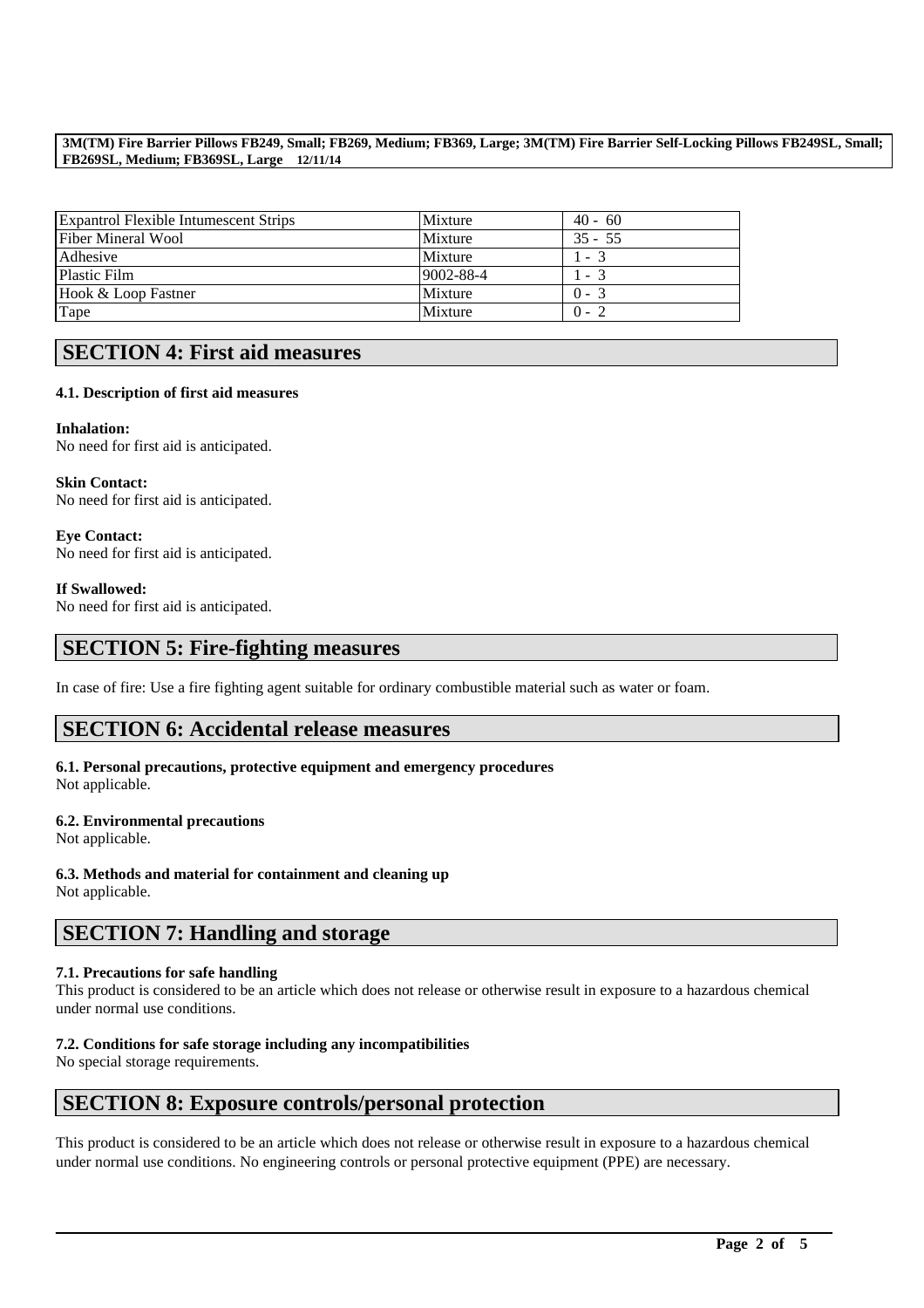| Expantrol Flexible Intumescent Strips | Mixture | 40 - 60 |
|---|---|---|
| Fiber Mineral Wool | Mixture | 35 - 55 |
| Adhesive | Mixture | 1 - 3 |
| Plastic Film | 9002-88-4 | 1 - 3 |
| Hook & Loop Fastner | Mixture | 0 - 3 |
| Tape | Mixture | 0 - 2 |

## SECTION 4: First aid measures

### 4.1. Description of first aid measures

**Inhalation:**
No need for first aid is anticipated.

**Skin Contact:**
No need for first aid is anticipated.

**Eye Contact:**
No need for first aid is anticipated.

**If Swallowed:**
No need for first aid is anticipated.

## SECTION 5: Fire-fighting measures

In case of fire: Use a fire fighting agent suitable for ordinary combustible material such as water or foam.

## SECTION 6: Accidental release measures

### 6.1. Personal precautions, protective equipment and emergency procedures
Not applicable.

### 6.2. Environmental precautions
Not applicable.

### 6.3. Methods and material for containment and cleaning up
Not applicable.

## SECTION 7: Handling and storage

### 7.1. Precautions for safe handling
This product is considered to be an article which does not release or otherwise result in exposure to a hazardous chemical under normal use conditions.

### 7.2. Conditions for safe storage including any incompatibilities
No special storage requirements.

## SECTION 8: Exposure controls/personal protection

This product is considered to be an article which does not release or otherwise result in exposure to a hazardous chemical under normal use conditions. No engineering controls or personal protective equipment (PPE) are necessary.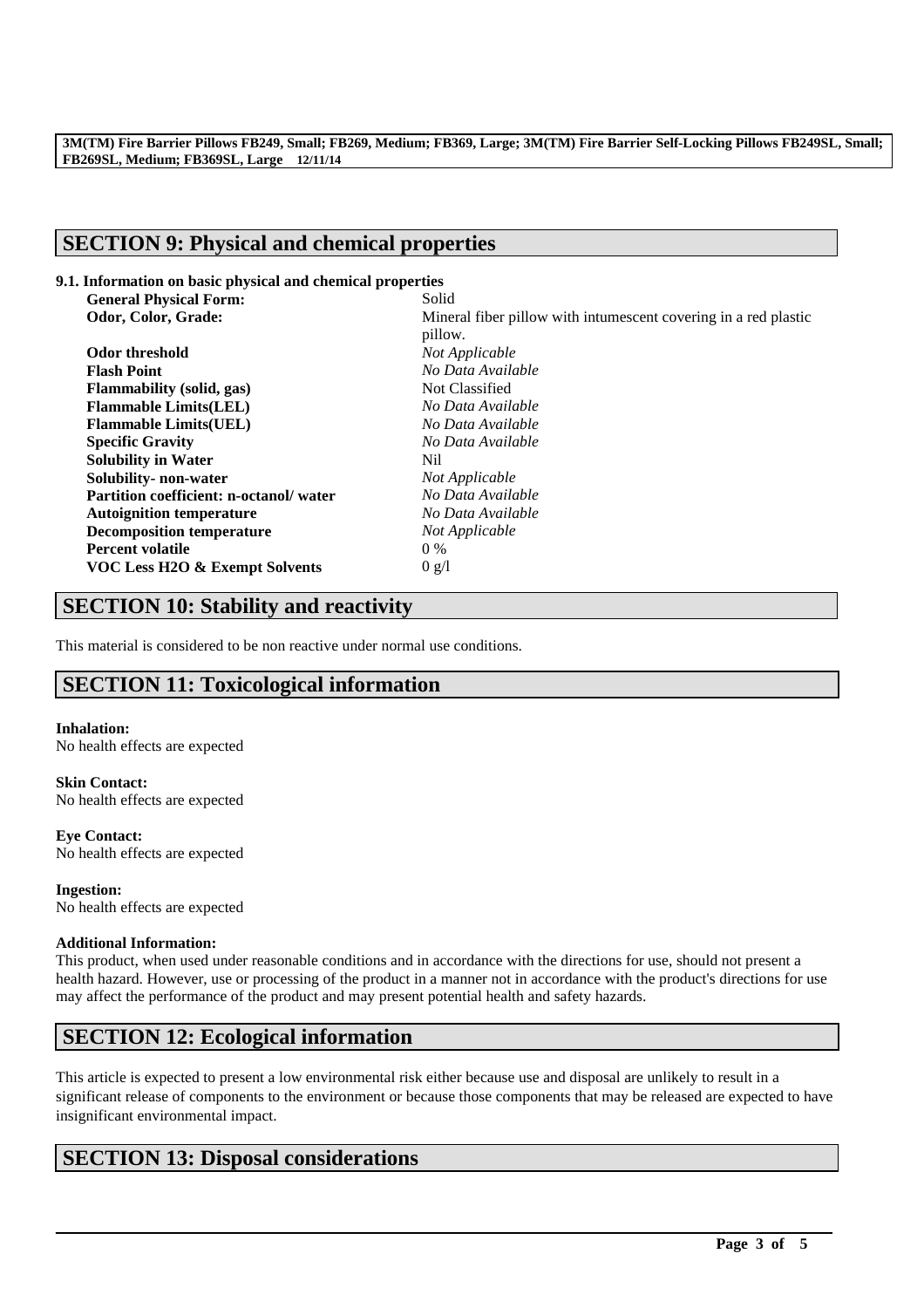## SECTION 9: Physical and chemical properties

### 9.1. Information on basic physical and chemical properties

| | |
|---|---|
| **General Physical Form:** | Solid |
| **Odor, Color, Grade:** | Mineral fiber pillow with intumescent covering in a red plastic pillow. |
| **Odor threshold** | *Not Applicable* |
| **Flash Point** | *No Data Available* |
| **Flammability (solid, gas)** | Not Classified |
| **Flammable Limits(LEL)** | *No Data Available* |
| **Flammable Limits(UEL)** | *No Data Available* |
| **Specific Gravity** | *No Data Available* |
| **Solubility in Water** | Nil |
| **Solubility- non-water** | *Not Applicable* |
| **Partition coefficient: n-octanol/ water** | *No Data Available* |
| **Autoignition temperature** | *No Data Available* |
| **Decomposition temperature** | *Not Applicable* |
| **Percent volatile** | 0 % |
| **VOC Less H2O & Exempt Solvents** | 0 g/l |

## SECTION 10: Stability and reactivity

This material is considered to be non reactive under normal use conditions.

## SECTION 11: Toxicological information

**Inhalation:**
No health effects are expected

**Skin Contact:**
No health effects are expected

**Eye Contact:**
No health effects are expected

**Ingestion:**
No health effects are expected

**Additional Information:**
This product, when used under reasonable conditions and in accordance with the directions for use, should not present a health hazard. However, use or processing of the product in a manner not in accordance with the product's directions for use may affect the performance of the product and may present potential health and safety hazards.

## SECTION 12: Ecological information

This article is expected to present a low environmental risk either because use and disposal are unlikely to result in a significant release of components to the environment or because those components that may be released are expected to have insignificant environmental impact.

## SECTION 13: Disposal considerations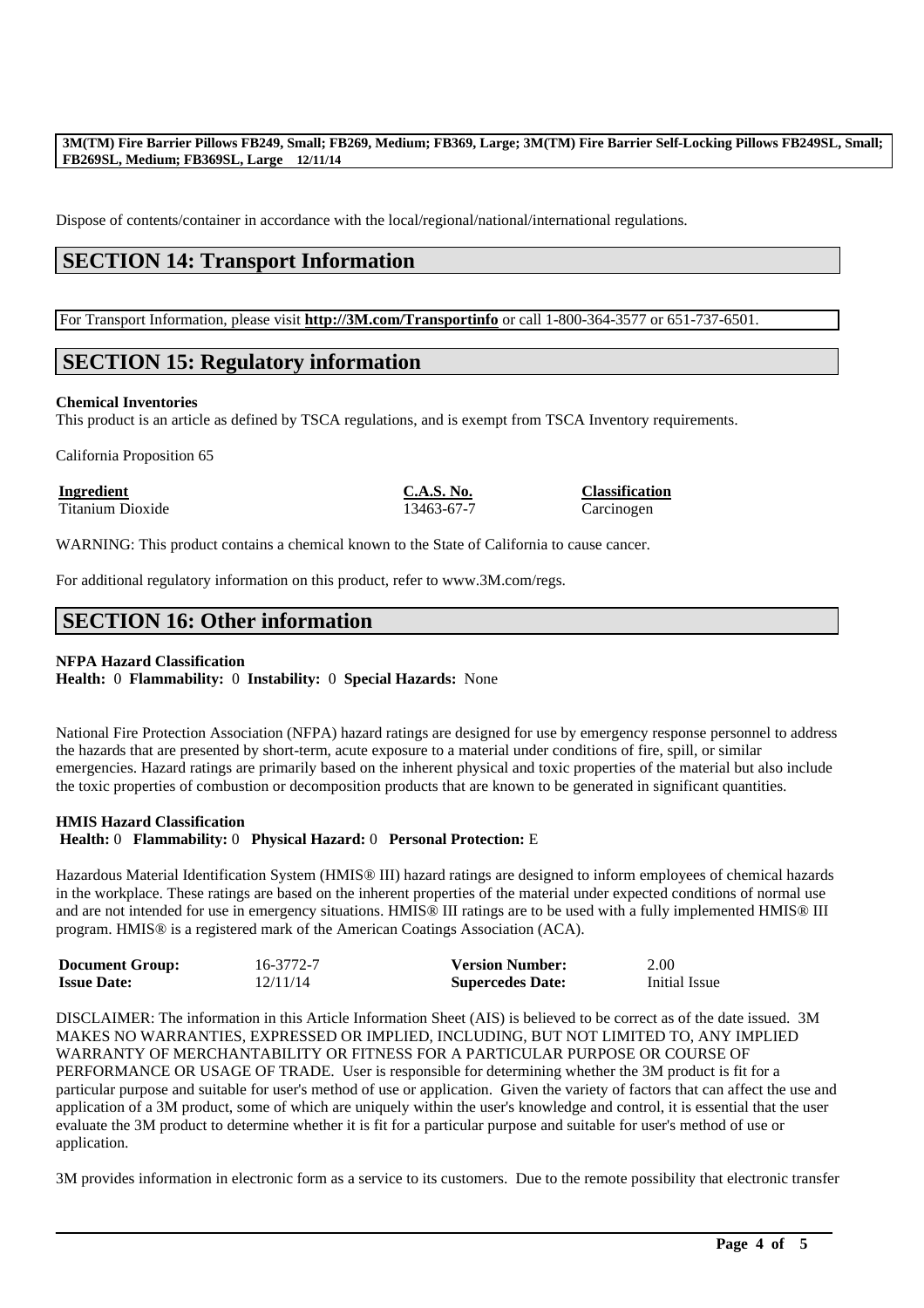Dispose of contents/container in accordance with the local/regional/national/international regulations.

## SECTION 14: Transport Information

For Transport Information, please visit **http://3M.com/Transportinfo** or call 1-800-364-3577 or 651-737-6501.

## SECTION 15: Regulatory information

**Chemical Inventories**
This product is an article as defined by TSCA regulations, and is exempt from TSCA Inventory requirements.

California Proposition 65

| Ingredient | C.A.S. No. | Classification |
|---|---|---|
| Titanium Dioxide | 13463-67-7 | Carcinogen |

WARNING: This product contains a chemical known to the State of California to cause cancer.

For additional regulatory information on this product, refer to www.3M.com/regs.

## SECTION 16: Other information

**NFPA Hazard Classification**
**Health:** 0 **Flammability:** 0 **Instability:** 0 **Special Hazards:** None

National Fire Protection Association (NFPA) hazard ratings are designed for use by emergency response personnel to address the hazards that are presented by short-term, acute exposure to a material under conditions of fire, spill, or similar emergencies. Hazard ratings are primarily based on the inherent physical and toxic properties of the material but also include the toxic properties of combustion or decomposition products that are known to be generated in significant quantities.

**HMIS Hazard Classification**
**Health:** 0 **Flammability:** 0 **Physical Hazard:** 0 **Personal Protection:** E

Hazardous Material Identification System (HMIS® III) hazard ratings are designed to inform employees of chemical hazards in the workplace. These ratings are based on the inherent properties of the material under expected conditions of normal use and are not intended for use in emergency situations. HMIS® III ratings are to be used with a fully implemented HMIS® III program. HMIS® is a registered mark of the American Coatings Association (ACA).

| | | | |
|---|---|---|---|
| **Document Group:** | 16-3772-7 | **Version Number:** | 2.00 |
| **Issue Date:** | 12/11/14 | **Supercedes Date:** | Initial Issue |

DISCLAIMER: The information in this Article Information Sheet (AIS) is believed to be correct as of the date issued. 3M MAKES NO WARRANTIES, EXPRESSED OR IMPLIED, INCLUDING, BUT NOT LIMITED TO, ANY IMPLIED WARRANTY OF MERCHANTABILITY OR FITNESS FOR A PARTICULAR PURPOSE OR COURSE OF PERFORMANCE OR USAGE OF TRADE. User is responsible for determining whether the 3M product is fit for a particular purpose and suitable for user's method of use or application. Given the variety of factors that can affect the use and application of a 3M product, some of which are uniquely within the user's knowledge and control, it is essential that the user evaluate the 3M product to determine whether it is fit for a particular purpose and suitable for user's method of use or application.

3M provides information in electronic form as a service to its customers. Due to the remote possibility that electronic transfer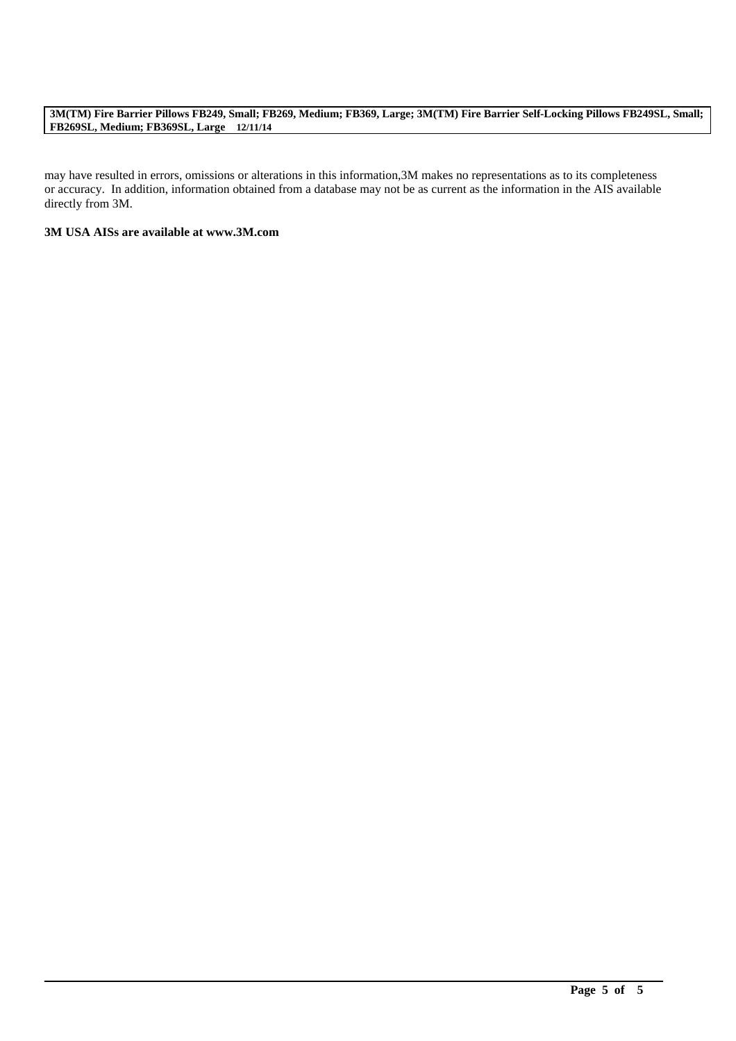may have resulted in errors, omissions or alterations in this information,3M makes no representations as to its completeness or accuracy. In addition, information obtained from a database may not be as current as the information in the AIS available directly from 3M.

**3M USA AISs are available at www.3M.com**